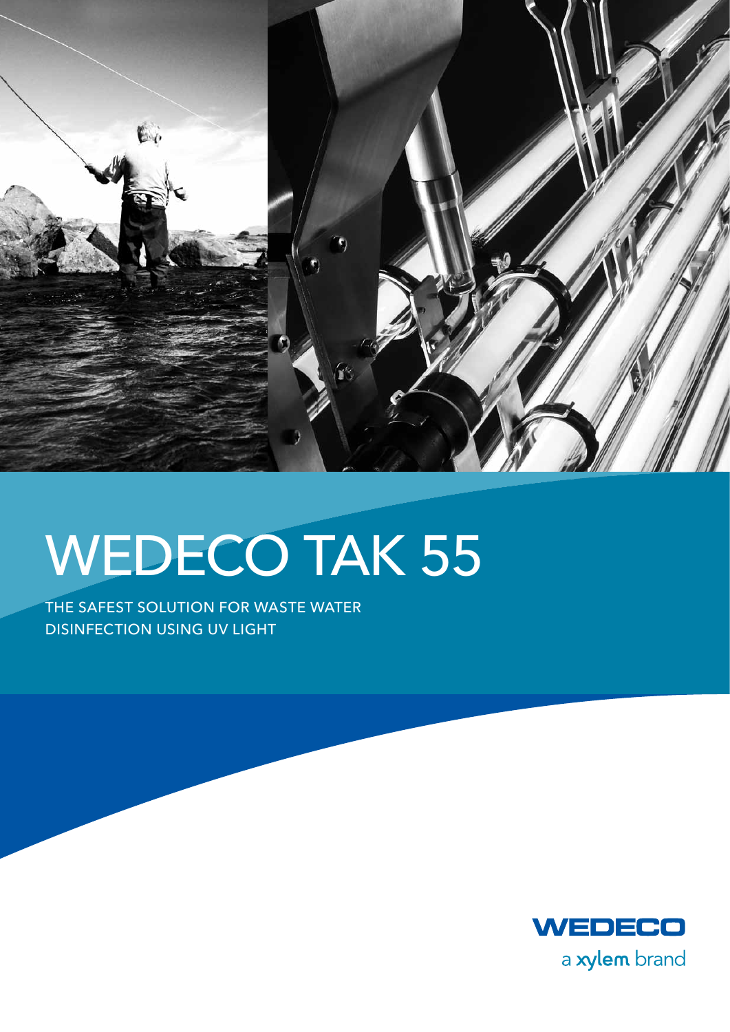# WEDECO TAK 55

THE SAFEST SOLUTION FOR WASTE WATER DISINFECTION USING UV LIGHT

WEDECO

a xylem brand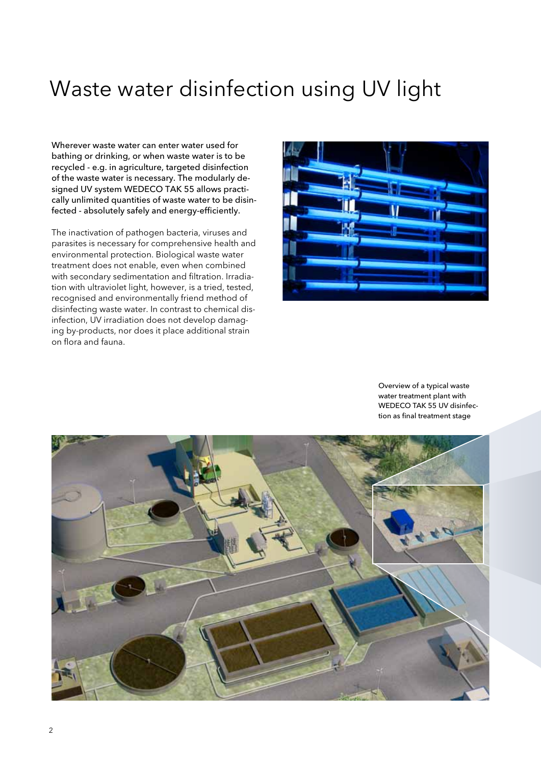# Waste water disinfection using UV light

**Wherever waste water can enter water used for bathing or drinking, or when waste water is to be recycled - e.g. in agriculture, targeted disinfection of the waste water is necessary. The modularly designed UV system WEDECO TAK 55 allows practically unlimited quantities of waste water to be disinfected - absolutely safely and energy-efficiently.**

The inactivation of pathogen bacteria, viruses and parasites is necessary for comprehensive health and environmental protection. Biological waste water treatment does not enable, even when combined with secondary sedimentation and filtration. Irradiation with ultraviolet light, however, is a tried, tested, recognised and environmentally friend method of disinfecting waste water. In contrast to chemical disinfection, UV irradiation does not develop damaging by-products, nor does it place additional strain on flora and fauna.

Overview of a typical waste water treatment plant with WEDECO TAK 55 UV disinfection as final treatment stage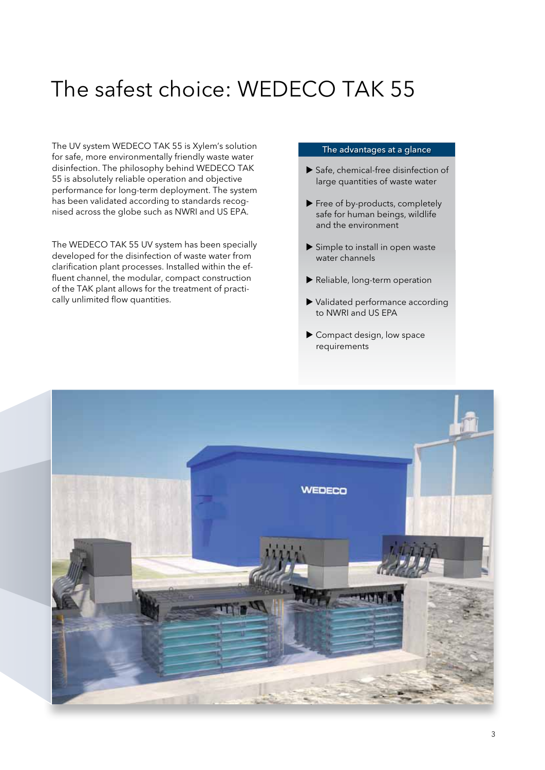# The safest choice: WEDECO TAK 55

The UV system WEDECO TAK 55 is Xylem's solution for safe, more environmentally friendly waste water disinfection. The philosophy behind WEDECO TAK 55 is absolutely reliable operation and objective performance for long-term deployment. The system has been validated according to standards recognised across the globe such as NWRI and US EPA.

The WEDECO TAK 55 UV system has been specially developed for the disinfection of waste water from clarification plant processes. Installed within the effluent channel, the modular, compact construction of the TAK plant allows for the treatment of practically unlimited flow quantities.

**The advantages at a glance**

- Safe, chemical-free disinfection of large quantities of waste water
- Free of by-products, completely safe for human beings, wildlife and the environment
- Simple to install in open waste water channels
- Reliable, long-term operation
- Validated performance according to NWRI and US EPA
- Compact design, low space requirements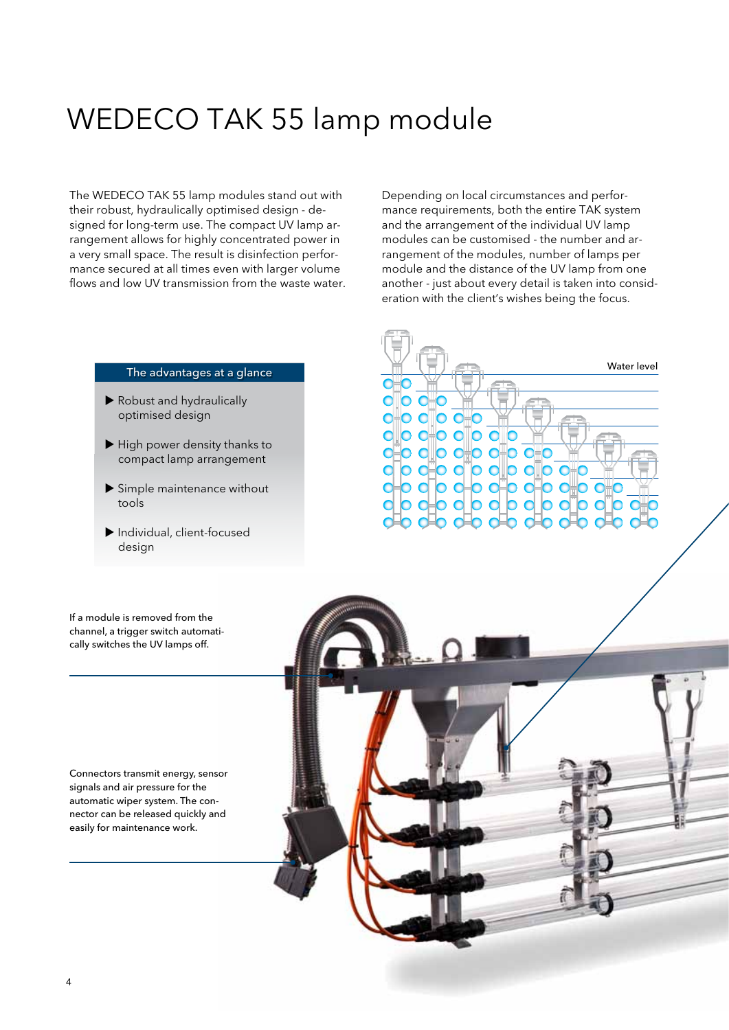# WEDECO TAK 55 lamp module

The WEDECO TAK 55 lamp modules stand out with their robust, hydraulically optimised design - designed for long-term use. The compact UV lamp arrangement allows for highly concentrated power in a very small space. The result is disinfection performance secured at all times even with larger volume flows and low UV transmission from the waste water.

Depending on local circumstances and performance requirements, both the entire TAK system and the arrangement of the individual UV lamp modules can be customised - the number and arrangement of the modules, number of lamps per module and the distance of the UV lamp from one another - just about every detail is taken into consideration with the client's wishes being the focus.

### The advantages at a glance

- Robust and hydraulically optimised design
- High power density thanks to compact lamp arrangement
- Simple maintenance without tools
- Individual, client-focused design

Water level

If a module is removed from the channel, a trigger switch automatically switches the UV lamps off.

Connectors transmit energy, sensor signals and air pressure for the automatic wiper system. The connector can be released quickly and easily for maintenance work.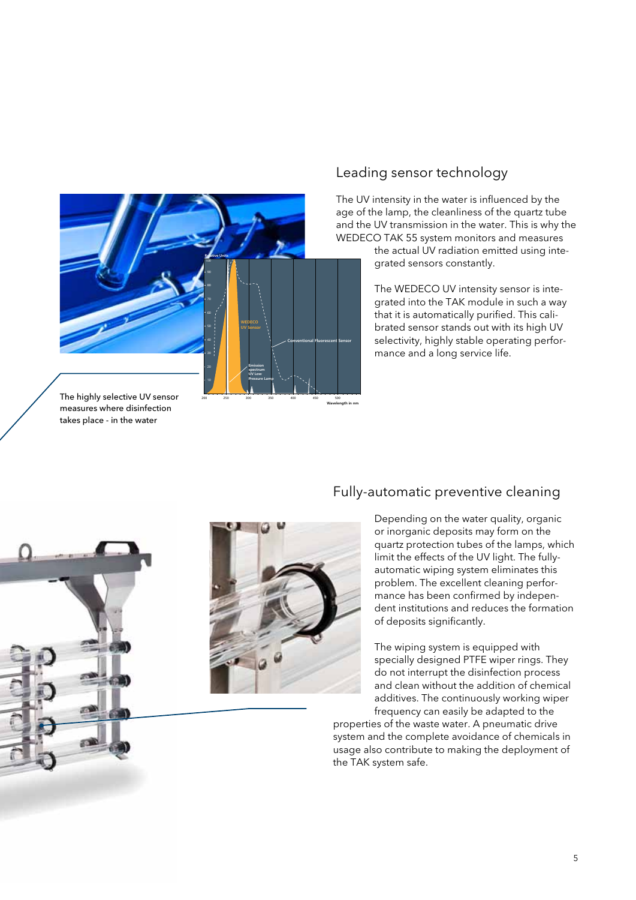## Leading sensor technology

The UV intensity in the water is influenced by the age of the lamp, the cleanliness of the quartz tube and the UV transmission in the water. This is why the WEDECO TAK 55 system monitors and measures the actual UV radiation emitted using integrated sensors constantly.

The WEDECO UV intensity sensor is integrated into the TAK module in such a way that it is automatically purified. This calibrated sensor stands out with its high UV selectivity, highly stable operating performance and a long service life.

The highly selective UV sensor measures where disinfection takes place - in the water

## Fully-automatic preventive cleaning

Depending on the water quality, organic or inorganic deposits may form on the quartz protection tubes of the lamps, which limit the effects of the UV light. The fully-automatic wiping system eliminates this problem. The excellent cleaning performance has been confirmed by independent institutions and reduces the formation of deposits significantly.

The wiping system is equipped with specially designed PTFE wiper rings. They do not interrupt the disinfection process and clean without the addition of chemical additives. The continuously working wiper frequency can easily be adapted to the properties of the waste water. A pneumatic drive system and the complete avoidance of chemicals in usage also contribute to making the deployment of the TAK system safe.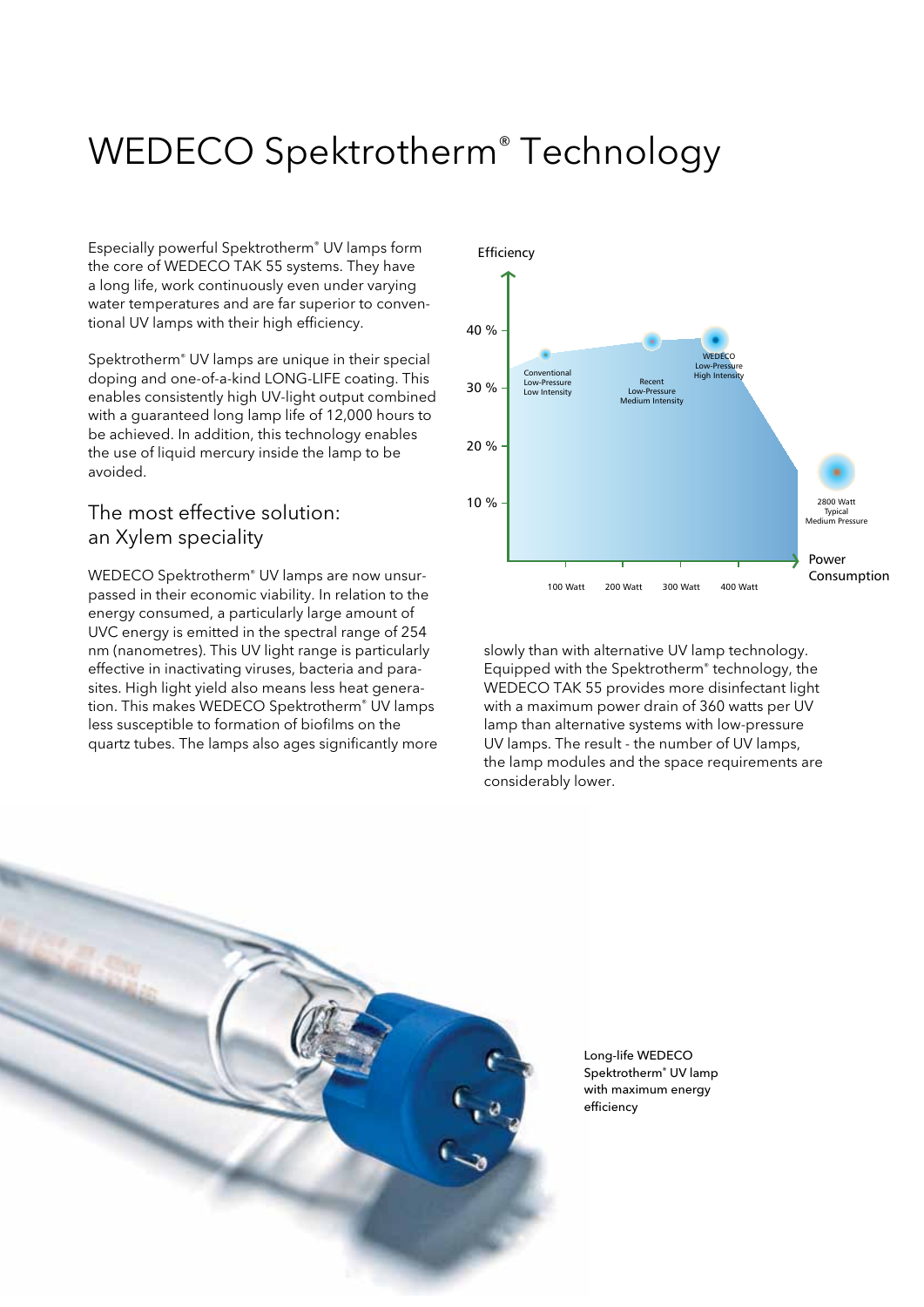# WEDECO Spektrotherm® Technology

Especially powerful Spektrotherm® UV lamps form the core of WEDECO TAK 55 systems. They have a long life, work continuously even under varying water temperatures and are far superior to conventional UV lamps with their high efficiency.

Spektrotherm® UV lamps are unique in their special doping and one-of-a-kind LONG-LIFE coating. This enables consistently high UV-light output combined with a guaranteed long lamp life of 12,000 hours to be achieved. In addition, this technology enables the use of liquid mercury inside the lamp to be avoided.

## The most effective solution: an Xylem speciality

WEDECO Spektrotherm® UV lamps are now unsurpassed in their economic viability. In relation to the energy consumed, a particularly large amount of UVC energy is emitted in the spectral range of 254 nm (nanometres). This UV light range is particularly effective in inactivating viruses, bacteria and parasites. High light yield also means less heat generation. This makes WEDECO Spektrotherm® UV lamps less susceptible to formation of biofilms on the quartz tubes. The lamps also ages significantly more slowly than with alternative UV lamp technology. Equipped with the Spektrotherm® technology, the WEDECO TAK 55 provides more disinfectant light with a maximum power drain of 360 watts per UV lamp than alternative systems with low-pressure UV lamps. The result - the number of UV lamps, the lamp modules and the space requirements are considerably lower.

Efficiency

40 %
30 %
20 %
10 %

Conventional Low-Pressure Low Intensity

Recent Low-Pressure Medium Intensity

WEDECO Low-Pressure High Intensity

2800 Watt Typical Medium Pressure

100 Watt | 200 Watt | 300 Watt | 400 Watt

Power Consumption

Long-life WEDECO Spektrotherm® UV lamp with maximum energy efficiency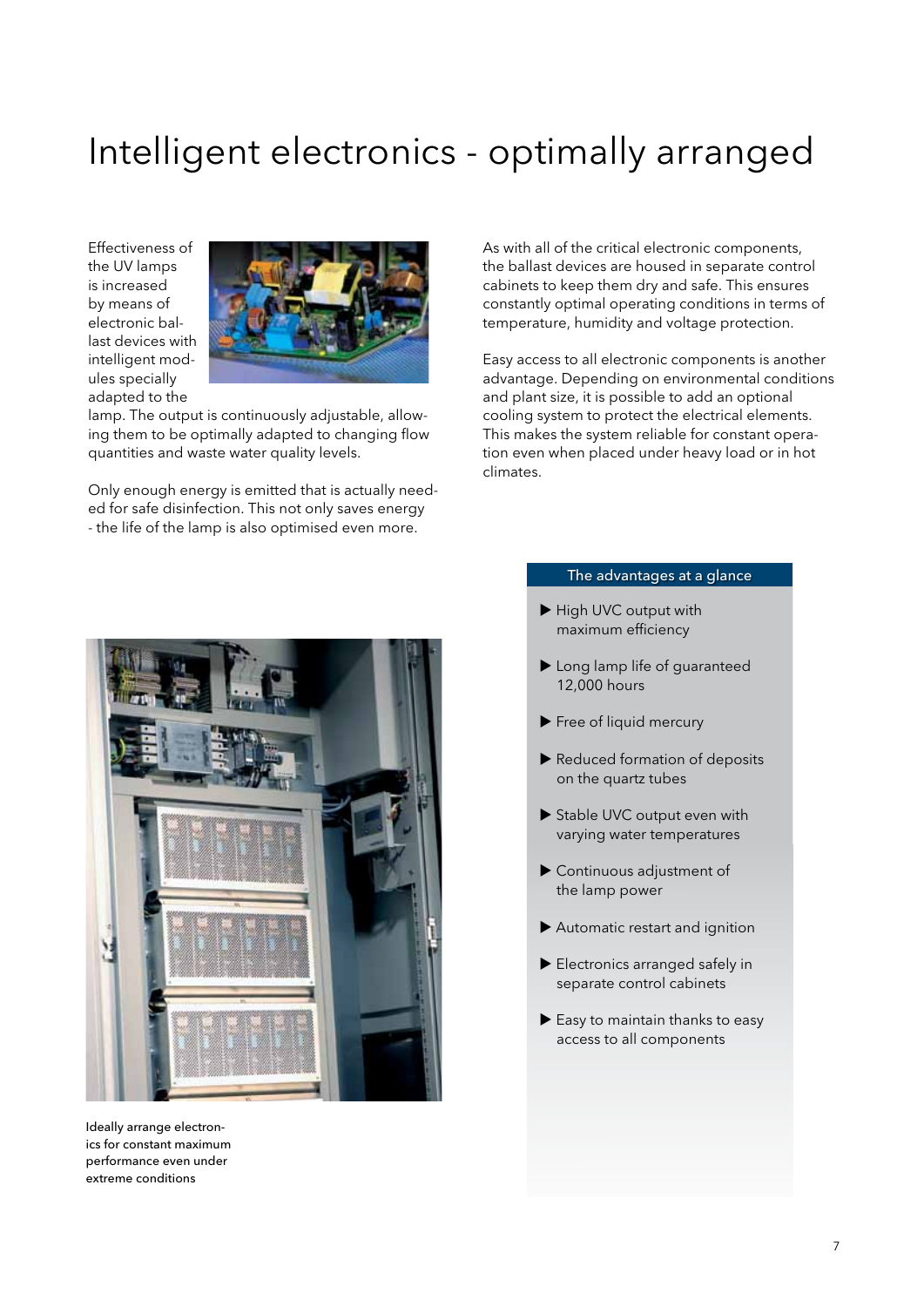# Intelligent electronics - optimally arranged

Effectiveness of the UV lamps is increased by means of electronic ballast devices with intelligent modules specially adapted to the lamp. The output is continuously adjustable, allowing them to be optimally adapted to changing flow quantities and waste water quality levels.

Only enough energy is emitted that is actually needed for safe disinfection. This not only saves energy - the life of the lamp is also optimised even more.

As with all of the critical electronic components, the ballast devices are housed in separate control cabinets to keep them dry and safe. This ensures constantly optimal operating conditions in terms of temperature, humidity and voltage protection.

Easy access to all electronic components is another advantage. Depending on environmental conditions and plant size, it is possible to add an optional cooling system to protect the electrical elements. This makes the system reliable for constant operation even when placed under heavy load or in hot climates.

Ideally arrange electronics for constant maximum performance even under extreme conditions

## The advantages at a glance

- High UVC output with maximum efficiency
- Long lamp life of guaranteed 12,000 hours
- Free of liquid mercury
- Reduced formation of deposits on the quartz tubes
- Stable UVC output even with varying water temperatures
- Continuous adjustment of the lamp power
- Automatic restart and ignition
- Electronics arranged safely in separate control cabinets
- Easy to maintain thanks to easy access to all components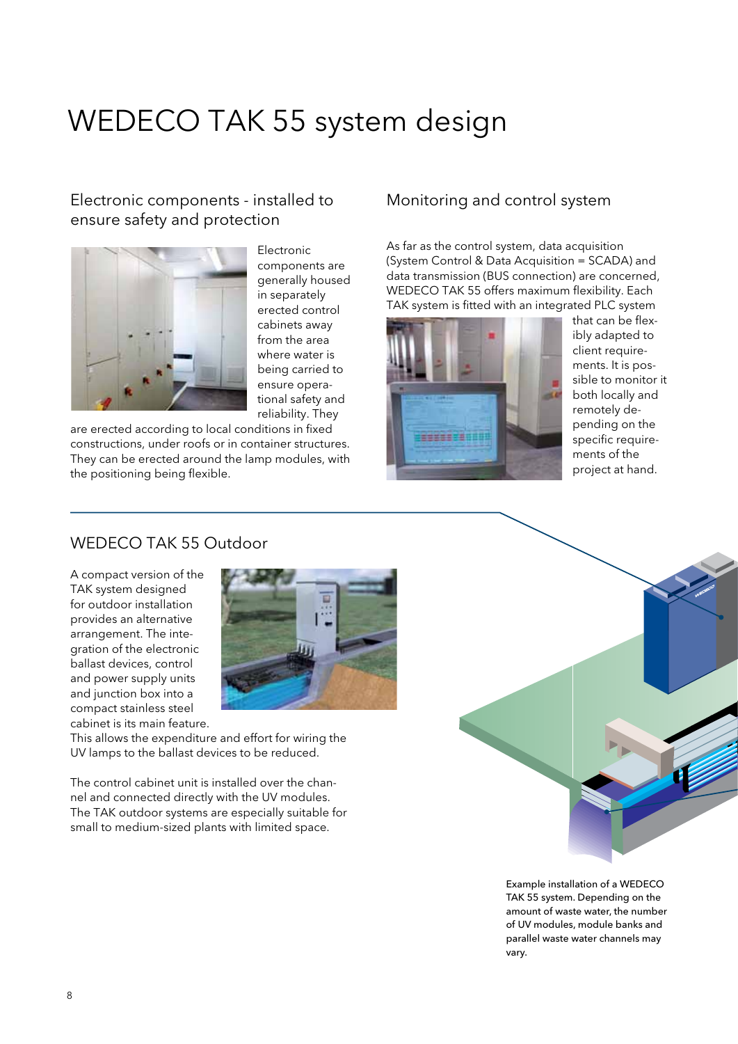# WEDECO TAK 55 system design

## Electronic components - installed to ensure safety and protection

Electronic components are generally housed in separately erected control cabinets away from the area where water is being carried to ensure operational safety and reliability. They are erected according to local conditions in fixed constructions, under roofs or in container structures. They can be erected around the lamp modules, with the positioning being flexible.

## Monitoring and control system

As far as the control system, data acquisition (System Control & Data Acquisition = SCADA) and data transmission (BUS connection) are concerned, WEDECO TAK 55 offers maximum flexibility. Each TAK system is fitted with an integrated PLC system that can be flexibly adapted to client requirements. It is possible to monitor it both locally and remotely depending on the specific requirements of the project at hand.

## WEDECO TAK 55 Outdoor

A compact version of the TAK system designed for outdoor installation provides an alternative arrangement. The integration of the electronic ballast devices, control and power supply units and junction box into a compact stainless steel cabinet is its main feature. This allows the expenditure and effort for wiring the UV lamps to the ballast devices to be reduced.

The control cabinet unit is installed over the channel and connected directly with the UV modules. The TAK outdoor systems are especially suitable for small to medium-sized plants with limited space.

Example installation of a WEDECO TAK 55 system. Depending on the amount of waste water, the number of UV modules, module banks and parallel waste water channels may vary.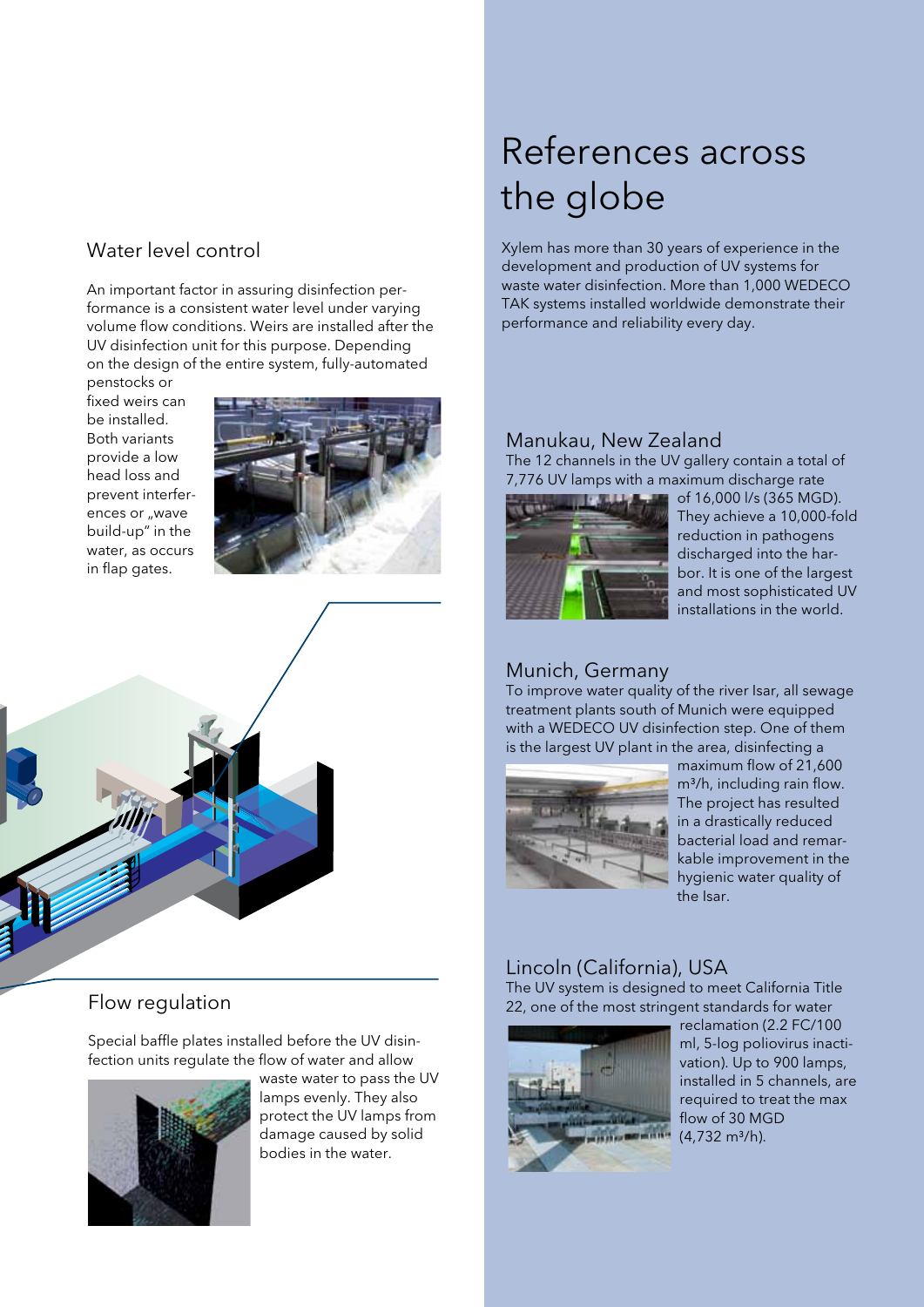## Water level control

An important factor in assuring disinfection performance is a consistent water level under varying volume flow conditions. Weirs are installed after the UV disinfection unit for this purpose. Depending on the design of the entire system, fully-automated penstocks or fixed weirs can be installed. Both variants provide a low head loss and prevent interferences or „wave build-up" in the water, as occurs in flap gates.

## Flow regulation

Special baffle plates installed before the UV disinfection units regulate the flow of water and allow waste water to pass the UV lamps evenly. They also protect the UV lamps from damage caused by solid bodies in the water.

# References across the globe

Xylem has more than 30 years of experience in the development and production of UV systems for waste water disinfection. More than 1,000 WEDECO TAK systems installed worldwide demonstrate their performance and reliability every day.

### Manukau, New Zealand

The 12 channels in the UV gallery contain a total of 7,776 UV lamps with a maximum discharge rate of 16,000 l/s (365 MGD). They achieve a 10,000-fold reduction in pathogens discharged into the harbor. It is one of the largest and most sophisticated UV installations in the world.

### Munich, Germany

To improve water quality of the river Isar, all sewage treatment plants south of Munich were equipped with a WEDECO UV disinfection step. One of them is the largest UV plant in the area, disinfecting a maximum flow of 21,600 m³/h, including rain flow. The project has resulted in a drastically reduced bacterial load and remarkable improvement in the hygienic water quality of the Isar.

### Lincoln (California), USA

The UV system is designed to meet California Title 22, one of the most stringent standards for water reclamation (2.2 FC/100 ml, 5-log poliovirus inactivation). Up to 900 lamps, installed in 5 channels, are required to treat the max flow of 30 MGD (4,732 m³/h).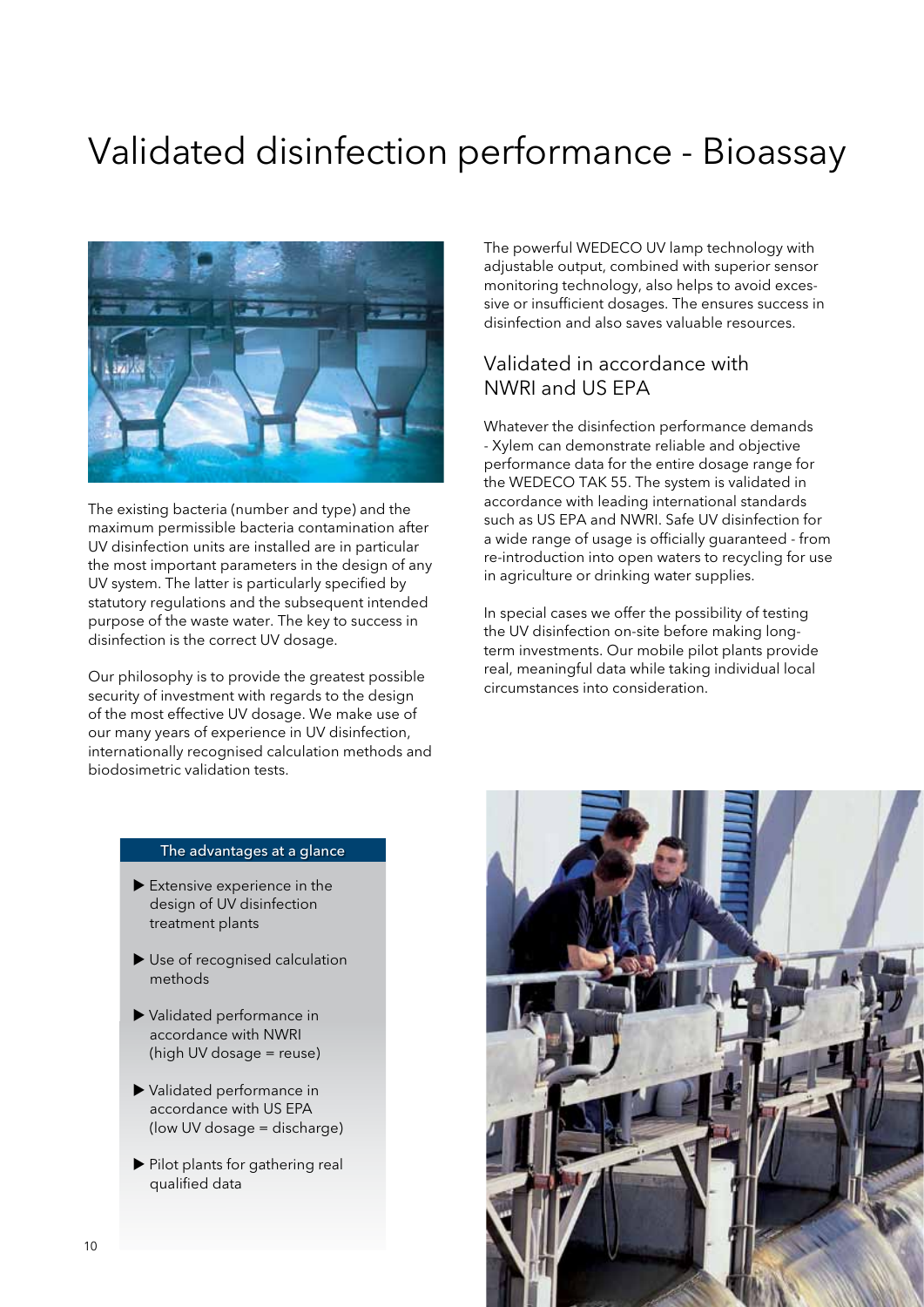# Validated disinfection performance - Bioassay

The existing bacteria (number and type) and the maximum permissible bacteria contamination after UV disinfection units are installed are in particular the most important parameters in the design of any UV system. The latter is particularly specified by statutory regulations and the subsequent intended purpose of the waste water. The key to success in disinfection is the correct UV dosage.

Our philosophy is to provide the greatest possible security of investment with regards to the design of the most effective UV dosage. We make use of our many years of experience in UV disinfection, internationally recognised calculation methods and biodosimetric validation tests.

The powerful WEDECO UV lamp technology with adjustable output, combined with superior sensor monitoring technology, also helps to avoid excessive or insufficient dosages. The ensures success in disinfection and also saves valuable resources.

## Validated in accordance with NWRI and US EPA

Whatever the disinfection performance demands - Xylem can demonstrate reliable and objective performance data for the entire dosage range for the WEDECO TAK 55. The system is validated in accordance with leading international standards such as US EPA and NWRI. Safe UV disinfection for a wide range of usage is officially guaranteed - from re-introduction into open waters to recycling for use in agriculture or drinking water supplies.

In special cases we offer the possibility of testing the UV disinfection on-site before making long-term investments. Our mobile pilot plants provide real, meaningful data while taking individual local circumstances into consideration.

**The advantages at a glance**

- Extensive experience in the design of UV disinfection treatment plants
- Use of recognised calculation methods
- Validated performance in accordance with NWRI (high UV dosage = reuse)
- Validated performance in accordance with US EPA (low UV dosage = discharge)
- Pilot plants for gathering real qualified data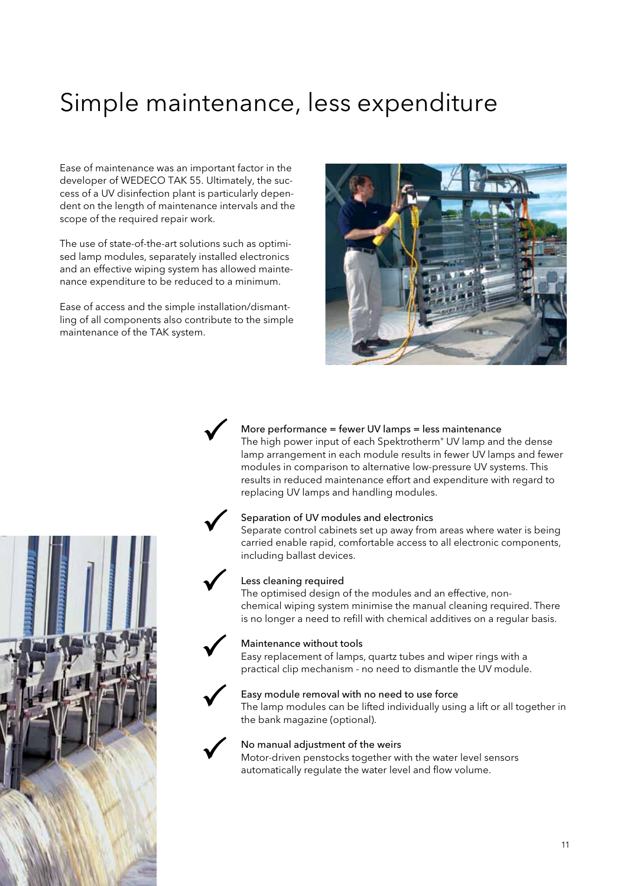# Simple maintenance, less expenditure

Ease of maintenance was an important factor in the developer of WEDECO TAK 55. Ultimately, the success of a UV disinfection plant is particularly dependent on the length of maintenance intervals and the scope of the required repair work.

The use of state-of-the-art solutions such as optimised lamp modules, separately installed electronics and an effective wiping system has allowed maintenance expenditure to be reduced to a minimum.

Ease of access and the simple installation/dismantling of all components also contribute to the simple maintenance of the TAK system.

✓ **More performance = fewer UV lamps = less maintenance**
The high power input of each Spektrotherm® UV lamp and the dense lamp arrangement in each module results in fewer UV lamps and fewer modules in comparison to alternative low-pressure UV systems. This results in reduced maintenance effort and expenditure with regard to replacing UV lamps and handling modules.

✓ **Separation of UV modules and electronics**
Separate control cabinets set up away from areas where water is being carried enable rapid, comfortable access to all electronic components, including ballast devices.

✓ **Less cleaning required**
The optimised design of the modules and an effective, non-chemical wiping system minimise the manual cleaning required. There is no longer a need to refill with chemical additives on a regular basis.

✓ **Maintenance without tools**
Easy replacement of lamps, quartz tubes and wiper rings with a practical clip mechanism - no need to dismantle the UV module.

✓ **Easy module removal with no need to use force**
The lamp modules can be lifted individually using a lift or all together in the bank magazine (optional).

✓ **No manual adjustment of the weirs**
Motor-driven penstocks together with the water level sensors automatically regulate the water level and flow volume.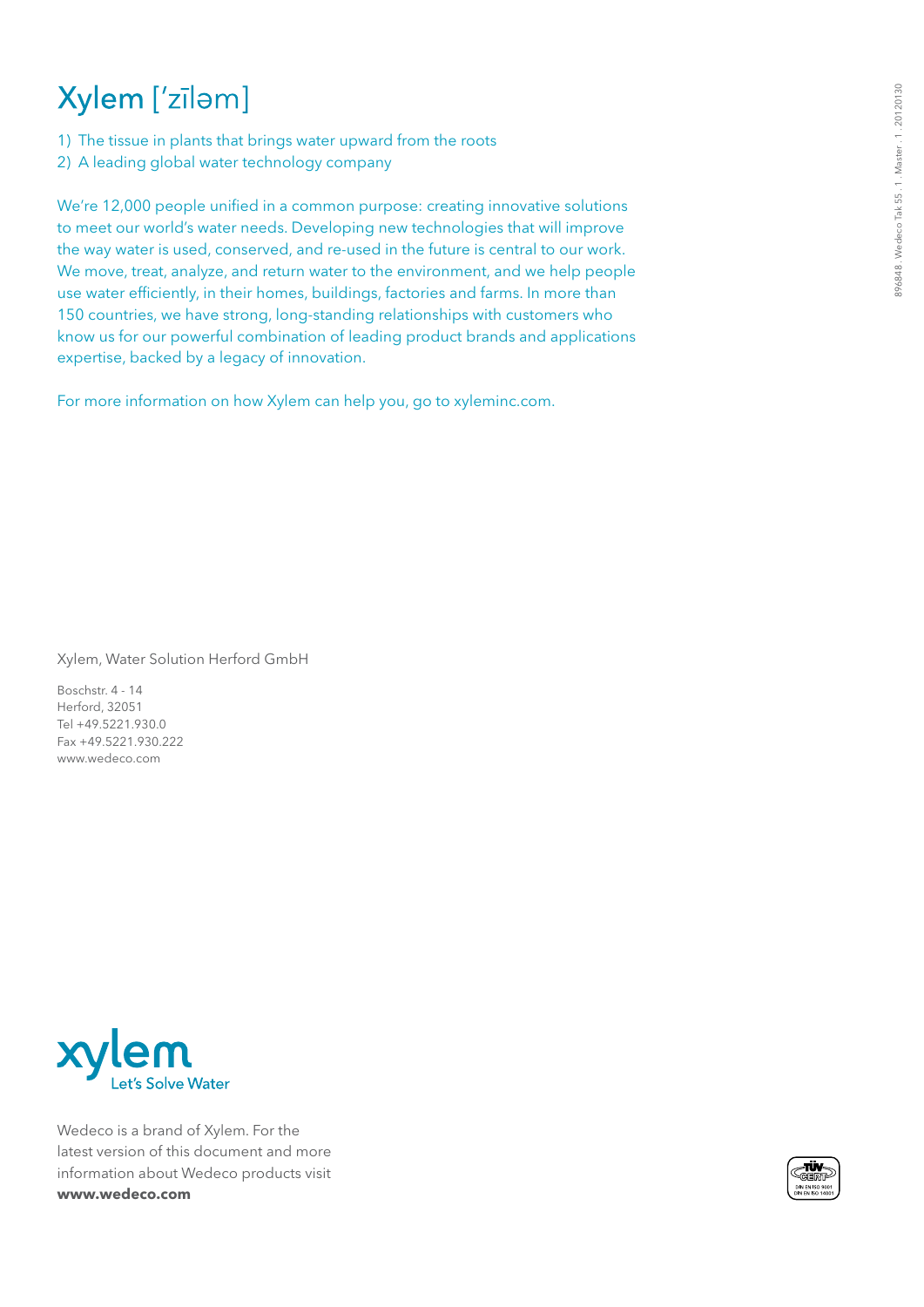# Xylem ['zīləm]

1) The tissue in plants that brings water upward from the roots
2) A leading global water technology company

We're 12,000 people unified in a common purpose: creating innovative solutions to meet our world's water needs. Developing new technologies that will improve the way water is used, conserved, and re-used in the future is central to our work. We move, treat, analyze, and return water to the environment, and we help people use water efficiently, in their homes, buildings, factories and farms. In more than 150 countries, we have strong, long-standing relationships with customers who know us for our powerful combination of leading product brands and applications expertise, backed by a legacy of innovation.

For more information on how Xylem can help you, go to xyleminc.com.

896848 . Wedeco Tak 55 . 1 . Master . 1 . 20120130

Xylem, Water Solution Herford GmbH

Boschstr. 4 - 14
Herford, 32051
Tel +49.5221.930.0
Fax +49.5221.930.222
www.wedeco.com

xylem
Let's Solve Water

Wedeco is a brand of Xylem. For the latest version of this document and more information about Wedeco products visit **www.wedeco.com**

TÜV CERT
DIN EN ISO 9001
DIN EN ISO 14001